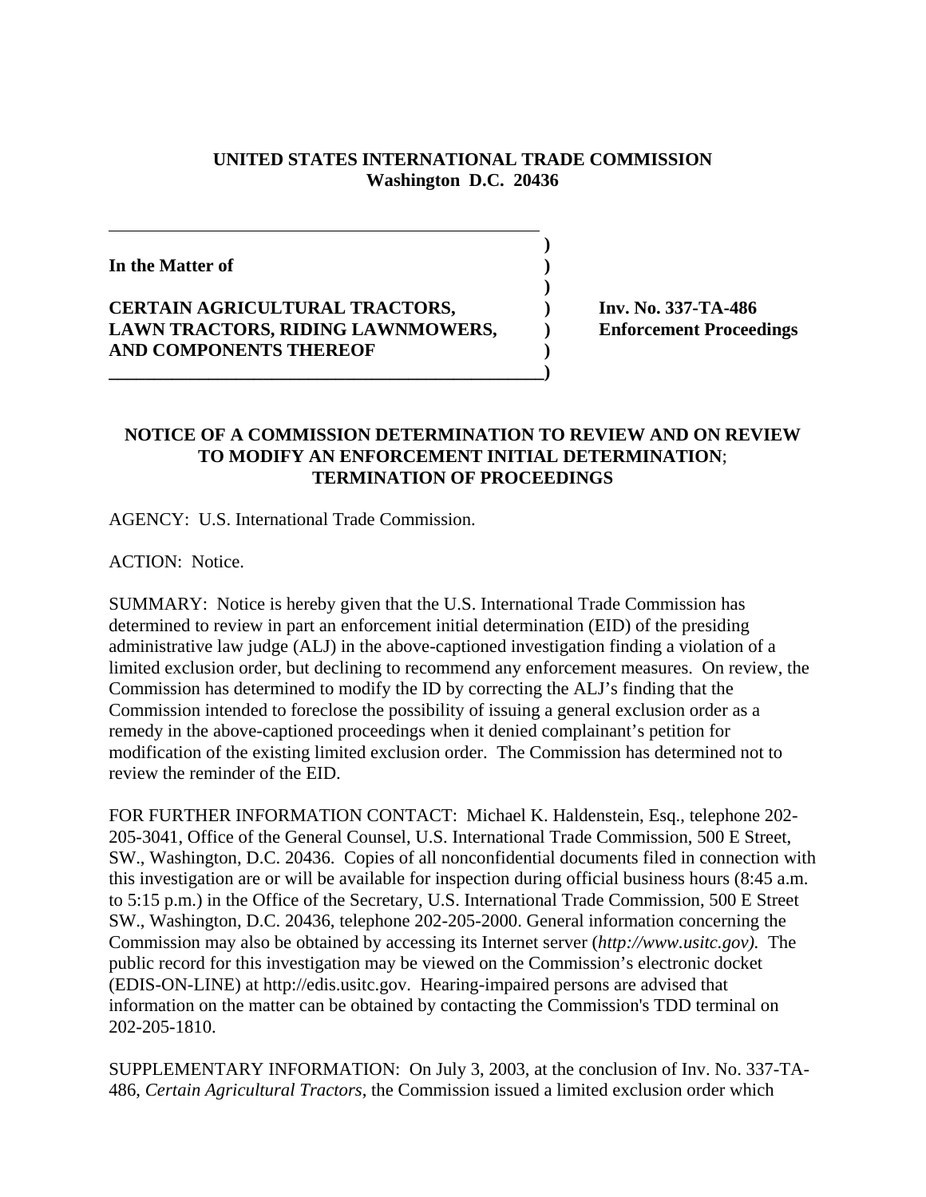**UNITED STATES INTERNATIONAL TRADE COMMISSION**
**Washington D.C. 20436**

| | | |
|---|---|---|
| **In the Matter of** | | |
| **CERTAIN AGRICULTURAL TRACTORS, LAWN TRACTORS, RIDING LAWNMOWERS, AND COMPONENTS THEREOF** | | **Inv. No. 337-TA-486** **Enforcement Proceedings** |

**NOTICE OF A COMMISSION DETERMINATION TO REVIEW AND ON REVIEW TO MODIFY AN ENFORCEMENT INITIAL DETERMINATION; TERMINATION OF PROCEEDINGS**

AGENCY: U.S. International Trade Commission.

ACTION: Notice.

SUMMARY: Notice is hereby given that the U.S. International Trade Commission has determined to review in part an enforcement initial determination (EID) of the presiding administrative law judge (ALJ) in the above-captioned investigation finding a violation of a limited exclusion order, but declining to recommend any enforcement measures. On review, the Commission has determined to modify the ID by correcting the ALJ's finding that the Commission intended to foreclose the possibility of issuing a general exclusion order as a remedy in the above-captioned proceedings when it denied complainant's petition for modification of the existing limited exclusion order. The Commission has determined not to review the reminder of the EID.

FOR FURTHER INFORMATION CONTACT: Michael K. Haldenstein, Esq., telephone 202-205-3041, Office of the General Counsel, U.S. International Trade Commission, 500 E Street, SW., Washington, D.C. 20436. Copies of all nonconfidential documents filed in connection with this investigation are or will be available for inspection during official business hours (8:45 a.m. to 5:15 p.m.) in the Office of the Secretary, U.S. International Trade Commission, 500 E Street SW., Washington, D.C. 20436, telephone 202-205-2000. General information concerning the Commission may also be obtained by accessing its Internet server (*http://www.usitc.gov).* The public record for this investigation may be viewed on the Commission's electronic docket (EDIS-ON-LINE) at http://edis.usitc.gov. Hearing-impaired persons are advised that information on the matter can be obtained by contacting the Commission's TDD terminal on 202-205-1810.

SUPPLEMENTARY INFORMATION: On July 3, 2003, at the conclusion of Inv. No. 337-TA-486, *Certain Agricultural Tractors*, the Commission issued a limited exclusion order which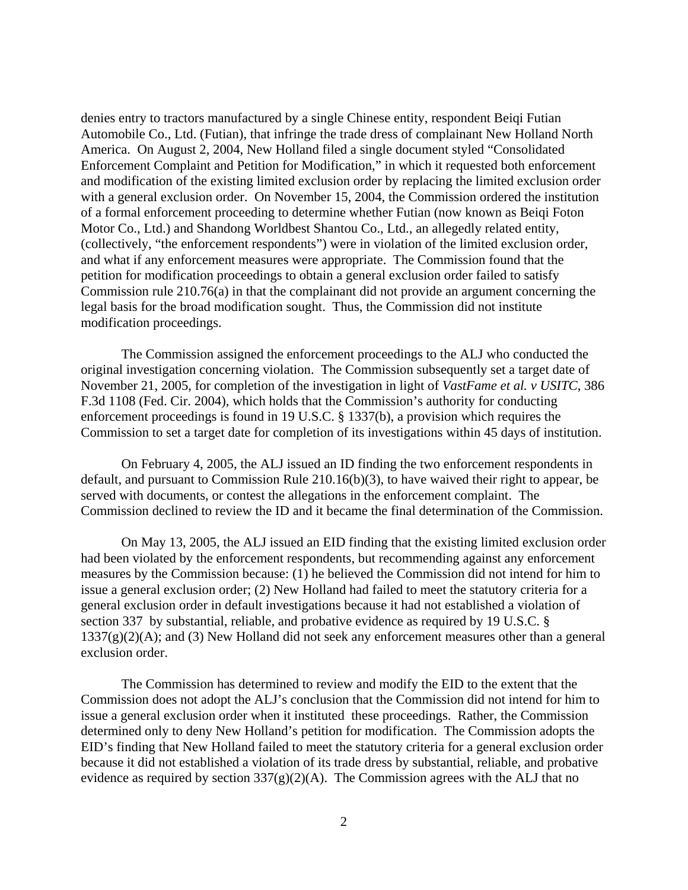denies entry to tractors manufactured by a single Chinese entity, respondent Beiqi Futian Automobile Co., Ltd. (Futian), that infringe the trade dress of complainant New Holland North America. On August 2, 2004, New Holland filed a single document styled "Consolidated Enforcement Complaint and Petition for Modification," in which it requested both enforcement and modification of the existing limited exclusion order by replacing the limited exclusion order with a general exclusion order. On November 15, 2004, the Commission ordered the institution of a formal enforcement proceeding to determine whether Futian (now known as Beiqi Foton Motor Co., Ltd.) and Shandong Worldbest Shantou Co., Ltd., an allegedly related entity, (collectively, "the enforcement respondents") were in violation of the limited exclusion order, and what if any enforcement measures were appropriate. The Commission found that the petition for modification proceedings to obtain a general exclusion order failed to satisfy Commission rule 210.76(a) in that the complainant did not provide an argument concerning the legal basis for the broad modification sought. Thus, the Commission did not institute modification proceedings.

The Commission assigned the enforcement proceedings to the ALJ who conducted the original investigation concerning violation. The Commission subsequently set a target date of November 21, 2005, for completion of the investigation in light of *VastFame et al. v USITC*, 386 F.3d 1108 (Fed. Cir. 2004), which holds that the Commission's authority for conducting enforcement proceedings is found in 19 U.S.C. § 1337(b), a provision which requires the Commission to set a target date for completion of its investigations within 45 days of institution.

On February 4, 2005, the ALJ issued an ID finding the two enforcement respondents in default, and pursuant to Commission Rule 210.16(b)(3), to have waived their right to appear, be served with documents, or contest the allegations in the enforcement complaint. The Commission declined to review the ID and it became the final determination of the Commission.

On May 13, 2005, the ALJ issued an EID finding that the existing limited exclusion order had been violated by the enforcement respondents, but recommending against any enforcement measures by the Commission because: (1) he believed the Commission did not intend for him to issue a general exclusion order; (2) New Holland had failed to meet the statutory criteria for a general exclusion order in default investigations because it had not established a violation of section 337 by substantial, reliable, and probative evidence as required by 19 U.S.C. § 1337(g)(2)(A); and (3) New Holland did not seek any enforcement measures other than a general exclusion order.

The Commission has determined to review and modify the EID to the extent that the Commission does not adopt the ALJ's conclusion that the Commission did not intend for him to issue a general exclusion order when it instituted these proceedings. Rather, the Commission determined only to deny New Holland's petition for modification. The Commission adopts the EID's finding that New Holland failed to meet the statutory criteria for a general exclusion order because it did not established a violation of its trade dress by substantial, reliable, and probative evidence as required by section 337(g)(2)(A). The Commission agrees with the ALJ that no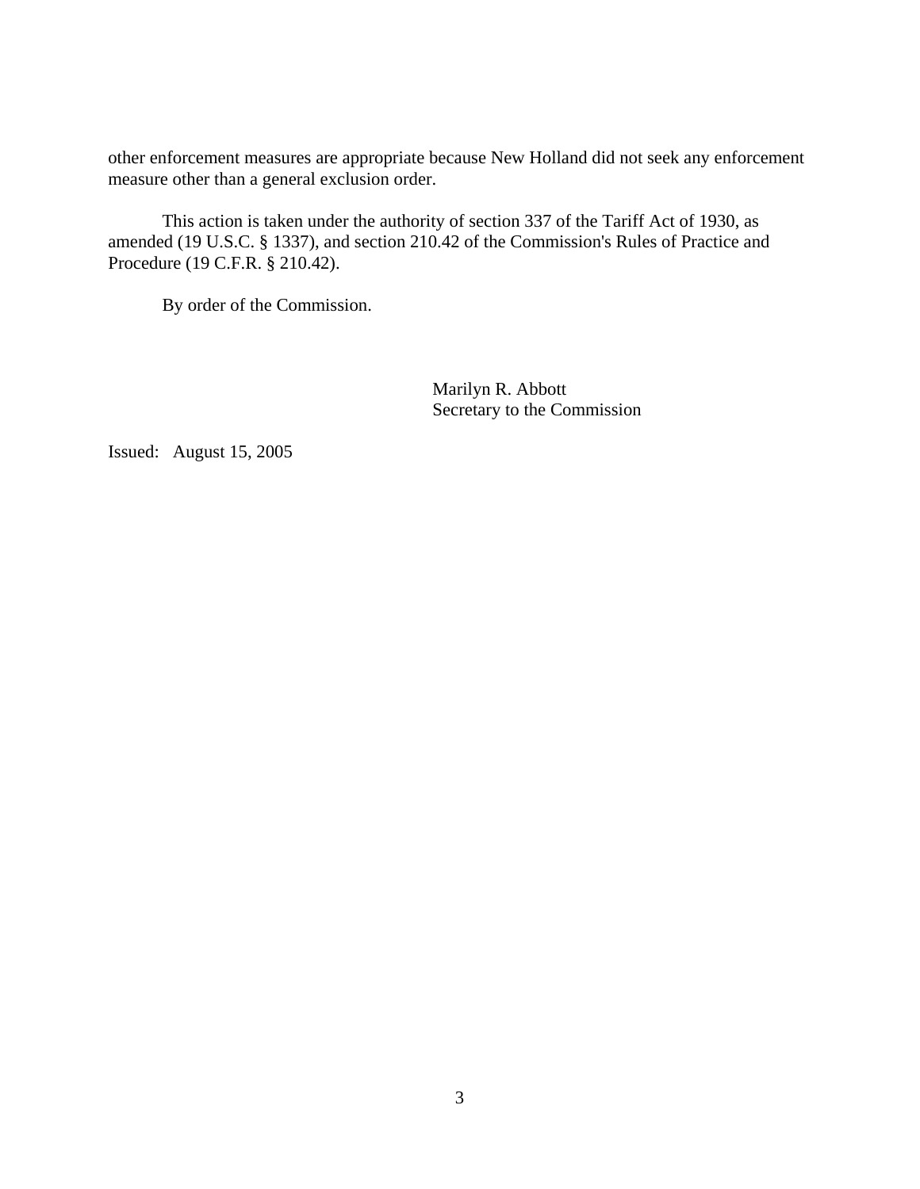other enforcement measures are appropriate because New Holland did not seek any enforcement measure other than a general exclusion order.

This action is taken under the authority of section 337 of the Tariff Act of 1930, as amended (19 U.S.C. § 1337), and section 210.42 of the Commission's Rules of Practice and Procedure (19 C.F.R. § 210.42).

By order of the Commission.

Marilyn R. Abbott
Secretary to the Commission

Issued: August 15, 2005